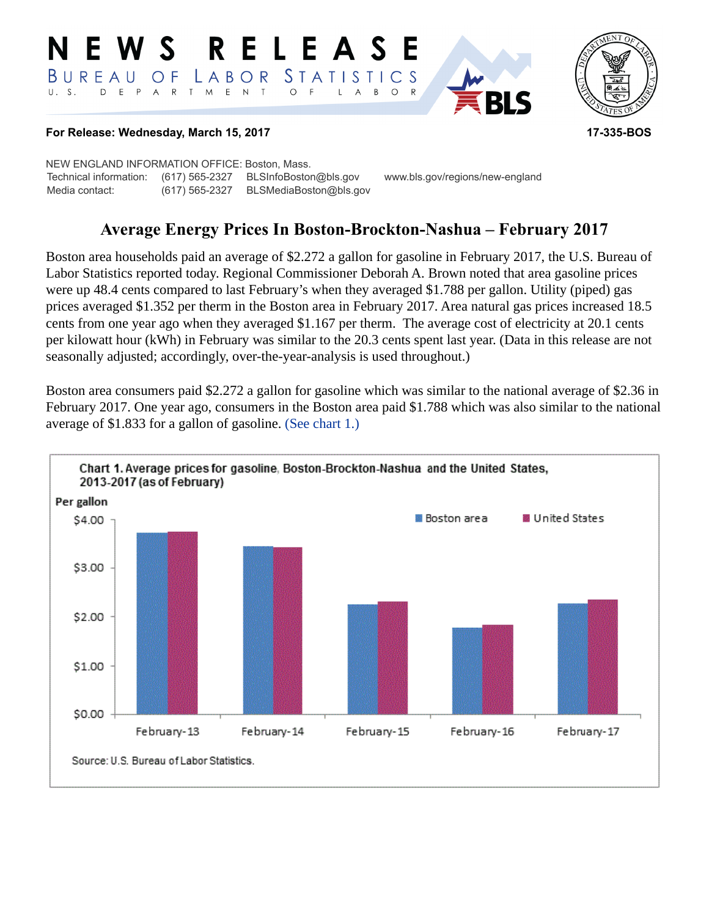# NEWS RELEASE

BUREAU OF LABOR STATISTICS

U. S. DEPARTMENT OF LABOR

**For Release: Wednesday, March 15, 2017**

**17-335-BOS**

NEW ENGLAND INFORMATION OFFICE: Boston, Mass.

Technical information: (617) 565-2327 BLSInfoBoston@bls.gov www.bls.gov/regions/new-england

Media contact: (617) 565-2327 BLSMediaBoston@bls.gov

## Average Energy Prices In Boston-Brockton-Nashua – February 2017

Boston area households paid an average of $2.272 a gallon for gasoline in February 2017, the U.S. Bureau of Labor Statistics reported today. Regional Commissioner Deborah A. Brown noted that area gasoline prices were up 48.4 cents compared to last February's when they averaged $1.788 per gallon. Utility (piped) gas prices averaged $1.352 per therm in the Boston area in February 2017. Area natural gas prices increased 18.5 cents from one year ago when they averaged $1.167 per therm. The average cost of electricity at 20.1 cents per kilowatt hour (kWh) in February was similar to the 20.3 cents spent last year. (Data in this release are not seasonally adjusted; accordingly, over-the-year-analysis is used throughout.)

Boston area consumers paid $2.272 a gallon for gasoline which was similar to the national average of $2.36 in February 2017. One year ago, consumers in the Boston area paid $1.788 which was also similar to the national average of $1.833 for a gallon of gasoline. (See chart 1.)

Chart 1. Average prices for gasoline, Boston-Brockton-Nashua and the United States, 2013-2017 (as of February)

Per gallon

$4.00
$3.00
$2.00
$1.00
$0.00

Boston area
United States

February-13
February-14
February-15
February-16
February-17

Source: U.S. Bureau of Labor Statistics.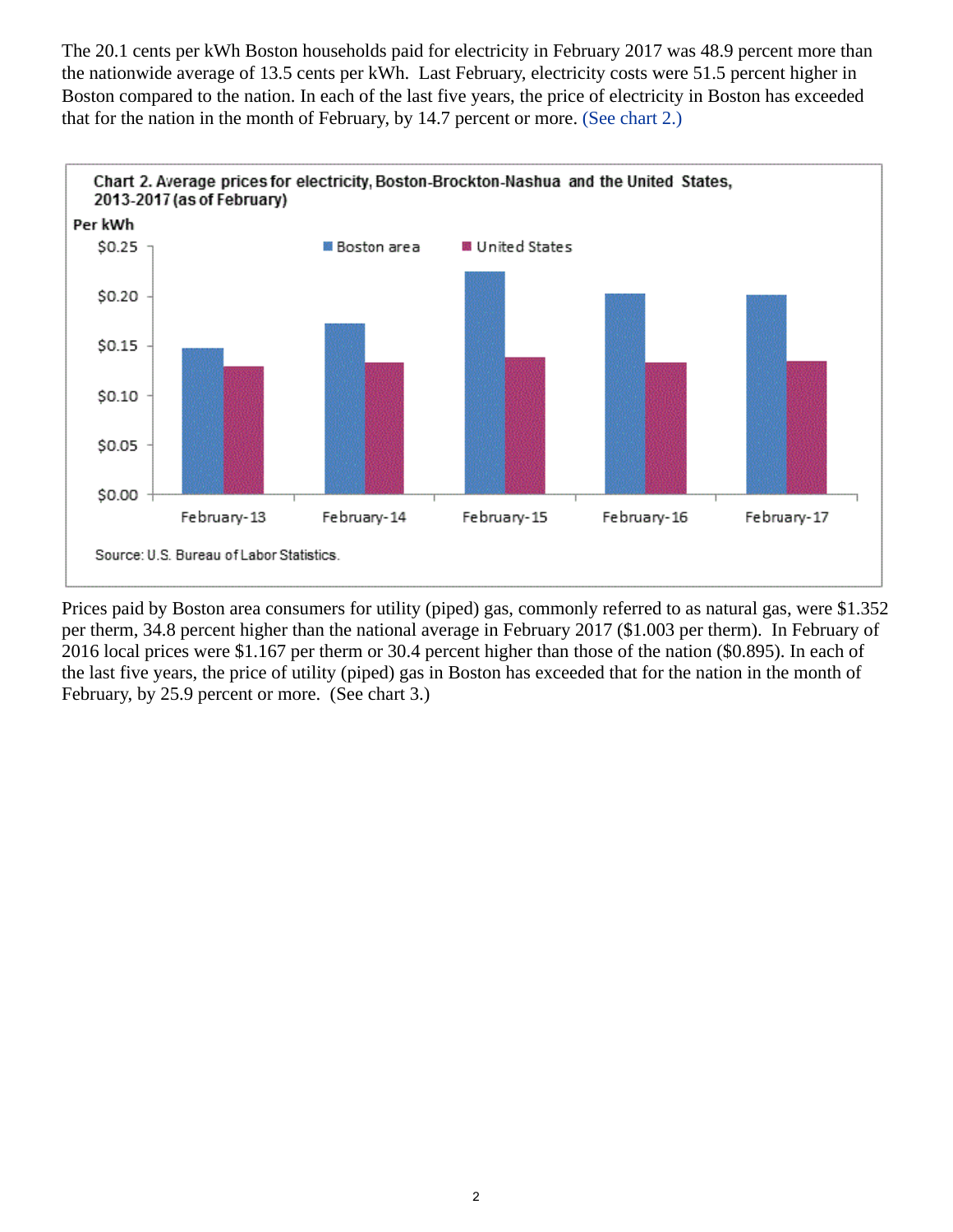The 20.1 cents per kWh Boston households paid for electricity in February 2017 was 48.9 percent more than the nationwide average of 13.5 cents per kWh. Last February, electricity costs were 51.5 percent higher in Boston compared to the nation. In each of the last five years, the price of electricity in Boston has exceeded that for the nation in the month of February, by 14.7 percent or more. (See chart 2.)

Chart 2. Average prices for electricity, Boston-Brockton-Nashua and the United States, 2013-2017 (as of February)

Per kWh

$0.25
$0.20
$0.15
$0.10
$0.05
$0.00

Boston area
United States

February-13
February-14
February-15
February-16
February-17

Source: U.S. Bureau of Labor Statistics.

Prices paid by Boston area consumers for utility (piped) gas, commonly referred to as natural gas, were $1.352 per therm, 34.8 percent higher than the national average in February 2017 ($1.003 per therm). In February of 2016 local prices were $1.167 per therm or 30.4 percent higher than those of the nation ($0.895). In each of the last five years, the price of utility (piped) gas in Boston has exceeded that for the nation in the month of February, by 25.9 percent or more. (See chart 3.)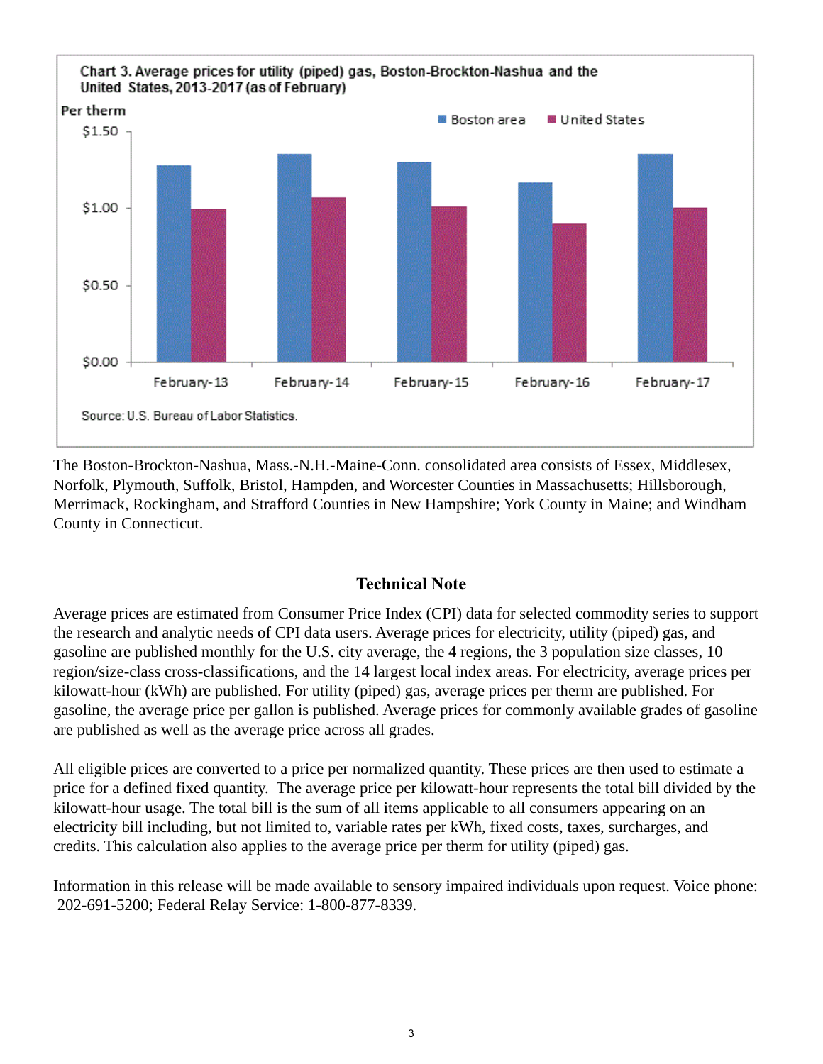Chart 3. Average prices for utility (piped) gas, Boston-Brockton-Nashua and the United States, 2013-2017 (as of February)

Per therm

Boston area | United States

$1.50

$1.00

$0.50

$0.00

February-13 February-14 February-15 February-16 February-17

Source: U.S. Bureau of Labor Statistics.

The Boston-Brockton-Nashua, Mass.-N.H.-Maine-Conn. consolidated area consists of Essex, Middlesex, Norfolk, Plymouth, Suffolk, Bristol, Hampden, and Worcester Counties in Massachusetts; Hillsborough, Merrimack, Rockingham, and Strafford Counties in New Hampshire; York County in Maine; and Windham County in Connecticut.

## Technical Note

Average prices are estimated from Consumer Price Index (CPI) data for selected commodity series to support the research and analytic needs of CPI data users. Average prices for electricity, utility (piped) gas, and gasoline are published monthly for the U.S. city average, the 4 regions, the 3 population size classes, 10 region/size-class cross-classifications, and the 14 largest local index areas. For electricity, average prices per kilowatt-hour (kWh) are published. For utility (piped) gas, average prices per therm are published. For gasoline, the average price per gallon is published. Average prices for commonly available grades of gasoline are published as well as the average price across all grades.

All eligible prices are converted to a price per normalized quantity. These prices are then used to estimate a price for a defined fixed quantity. The average price per kilowatt-hour represents the total bill divided by the kilowatt-hour usage. The total bill is the sum of all items applicable to all consumers appearing on an electricity bill including, but not limited to, variable rates per kWh, fixed costs, taxes, surcharges, and credits. This calculation also applies to the average price per therm for utility (piped) gas.

Information in this release will be made available to sensory impaired individuals upon request. Voice phone: 202-691-5200; Federal Relay Service: 1-800-877-8339.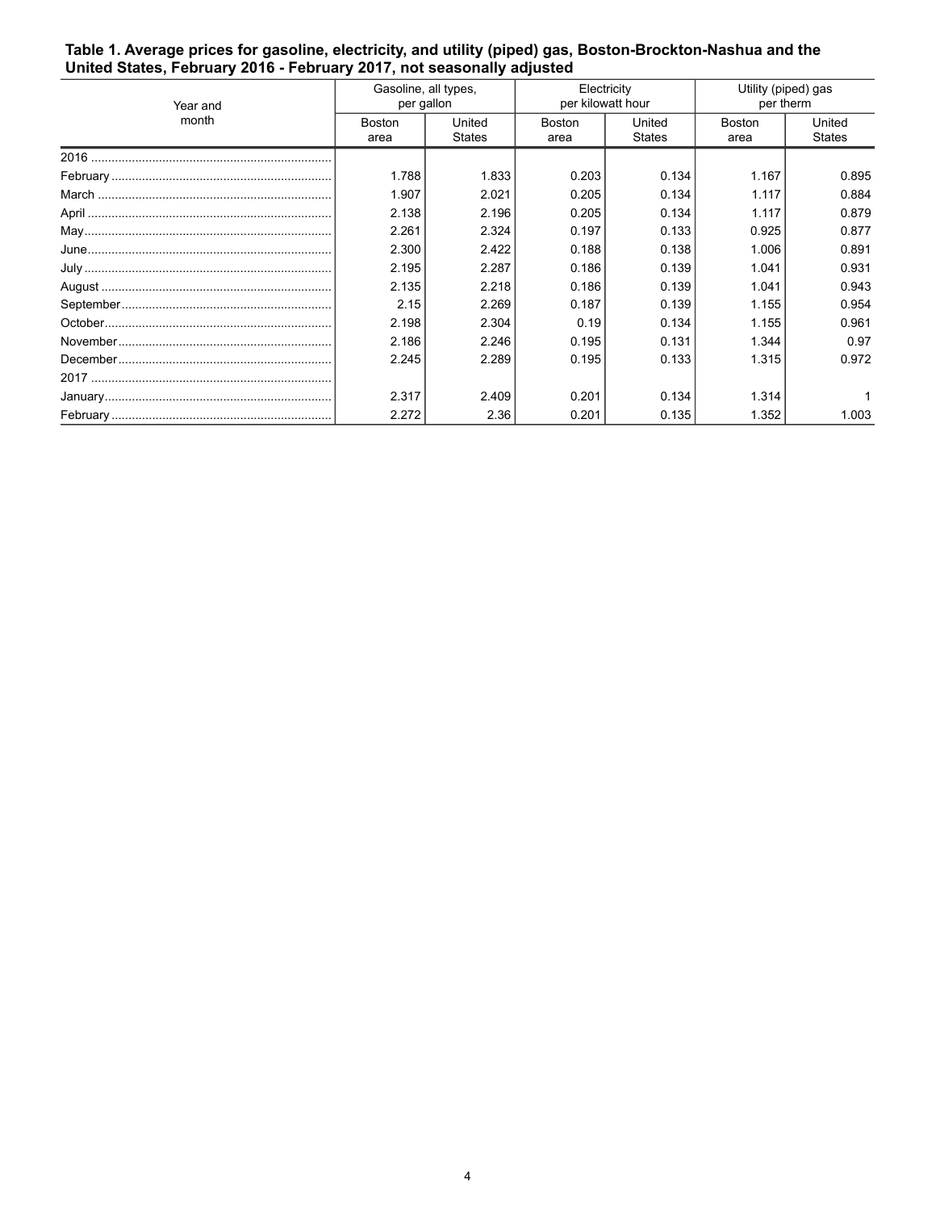**Table 1. Average prices for gasoline, electricity, and utility (piped) gas, Boston-Brockton-Nashua and the United States, February 2016 - February 2017, not seasonally adjusted**

| Year and month | Gasoline, all types, per gallon | | Electricity per kilowatt hour | | Utility (piped) gas per therm | |
|---|---|---|---|---|---|---|
| | Boston area | United States | Boston area | United States | Boston area | United States |
| 2016 | | | | | | |
| February | 1.788 | 1.833 | 0.203 | 0.134 | 1.167 | 0.895 |
| March | 1.907 | 2.021 | 0.205 | 0.134 | 1.117 | 0.884 |
| April | 2.138 | 2.196 | 0.205 | 0.134 | 1.117 | 0.879 |
| May | 2.261 | 2.324 | 0.197 | 0.133 | 0.925 | 0.877 |
| June | 2.300 | 2.422 | 0.188 | 0.138 | 1.006 | 0.891 |
| July | 2.195 | 2.287 | 0.186 | 0.139 | 1.041 | 0.931 |
| August | 2.135 | 2.218 | 0.186 | 0.139 | 1.041 | 0.943 |
| September | 2.15 | 2.269 | 0.187 | 0.139 | 1.155 | 0.954 |
| October | 2.198 | 2.304 | 0.19 | 0.134 | 1.155 | 0.961 |
| November | 2.186 | 2.246 | 0.195 | 0.131 | 1.344 | 0.97 |
| December | 2.245 | 2.289 | 0.195 | 0.133 | 1.315 | 0.972 |
| 2017 | | | | | | |
| January | 2.317 | 2.409 | 0.201 | 0.134 | 1.314 | 1 |
| February | 2.272 | 2.36 | 0.201 | 0.135 | 1.352 | 1.003 |